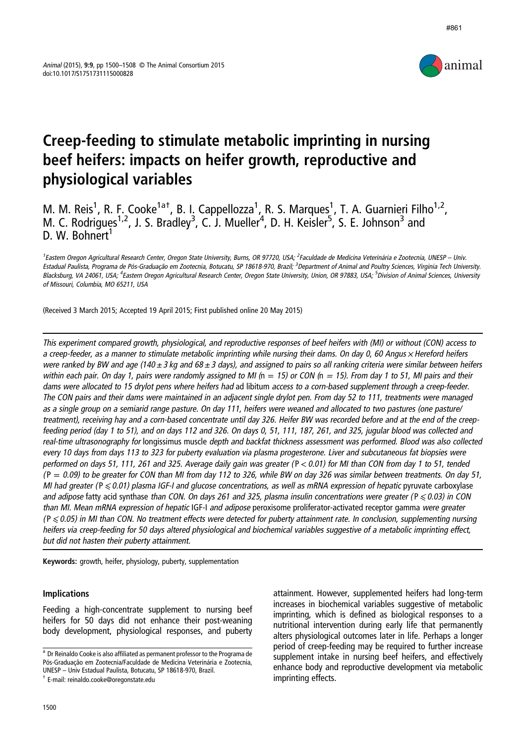# Creep-feeding to stimulate metabolic imprinting in nursing beef heifers: impacts on heifer growth, reproductive and physiological variables

M. M. Reis[1], R. F. Cooke[1a†], B. I. Cappellozza[1], R. S. Marques[1], T. A. Guarnieri Filho[1,2], M. C. Rodrigues[1,2], J. S. Bradley[3], C. J. Mueller[4], D. H. Keisler[5], S. E. Johnson[3] and D. W. Bohnert[1]

[1]Eastern Oregon Agricultural Research Center, Oregon State University, Burns, OR 97720, USA; [2]Faculdade de Medicina Veterinária e Zootecnia, UNESP – Univ. Estadual Paulista, Programa de Pós-Graduação em Zootecnia, Botucatu, SP 18618-970, Brazil; [3]Department of Animal and Poultry Sciences, Virginia Tech University. Blacksburg, VA 24061, USA; [4]Eastern Oregon Agricultural Research Center, Oregon State University, Union, OR 97883, USA; [5]Division of Animal Sciences, University of Missouri, Columbia, MO 65211, USA

(Received 3 March 2015; Accepted 19 April 2015; First published online 20 May 2015)

*This experiment compared growth, physiological, and reproductive responses of beef heifers with (MI) or without (CON) access to a creep-feeder, as a manner to stimulate metabolic imprinting while nursing their dams. On day 0, 60 Angus × Hereford heifers were ranked by BW and age (140 ± 3 kg and 68 ± 3 days), and assigned to pairs so all ranking criteria were similar between heifers within each pair. On day 1, pairs were randomly assigned to MI (*$n = 15$*) or CON (*$n = 15$*). From day 1 to 51, MI pairs and their dams were allocated to 15 drylot pens where heifers had* ad libitum *access to a corn-based supplement through a creep-feeder. The CON pairs and their dams were maintained in an adjacent single drylot pen. From day 52 to 111, treatments were managed as a single group on a semiarid range pasture. On day 111, heifers were weaned and allocated to two pastures (one pasture/ treatment), receiving hay and a corn-based concentrate until day 326. Heifer BW was recorded before and at the end of the creep-feeding period (day 1 to 51), and on days 112 and 326. On days 0, 51, 111, 187, 261, and 325, jugular blood was collected and real-time ultrasonography for* longissimus muscle *depth and backfat thickness assessment was performed. Blood was also collected every 10 days from days 113 to 323 for puberty evaluation via plasma progesterone. Liver and subcutaneous fat biopsies were performed on days 51, 111, 261 and 325. Average daily gain was greater (*$P < 0.01$*) for MI than CON from day 1 to 51, tended (*$P = 0.09$*) to be greater for CON than MI from day 112 to 326, while BW on day 326 was similar between treatments. On day 51, MI had greater (*$P \leqslant 0.01$*) plasma IGF-I and glucose concentrations, as well as mRNA expression of hepatic* pyruvate carboxylase *and adipose* fatty acid synthase *than CON. On days 261 and 325, plasma insulin concentrations were greater (*$P \leqslant 0.03$*) in CON than MI. Mean mRNA expression of hepatic* IGF-I *and adipose* peroxisome proliferator-activated receptor gamma *were greater (*$P \leqslant 0.05$*) in MI than CON. No treatment effects were detected for puberty attainment rate. In conclusion, supplementing nursing heifers via creep-feeding for 50 days altered physiological and biochemical variables suggestive of a metabolic imprinting effect, but did not hasten their puberty attainment.*

**Keywords:** growth, heifer, physiology, puberty, supplementation

## Implications

Feeding a high-concentrate supplement to nursing beef heifers for 50 days did not enhance their post-weaning body development, physiological responses, and puberty attainment. However, supplemented heifers had long-term increases in biochemical variables suggestive of metabolic imprinting, which is defined as biological responses to a nutritional intervention during early life that permanently alters physiological outcomes later in life. Perhaps a longer period of creep-feeding may be required to further increase supplement intake in nursing beef heifers, and effectively enhance body and reproductive development via metabolic imprinting effects.

[a] Dr Reinaldo Cooke is also affiliated as permanent professor to the Programa de Pós-Graduação em Zootecnia/Faculdade de Medicina Veterinária e Zootecnia, UNESP – Univ Estadual Paulista, Botucatu, SP 18618-970, Brazil.

† E-mail: reinaldo.cooke@oregonstate.edu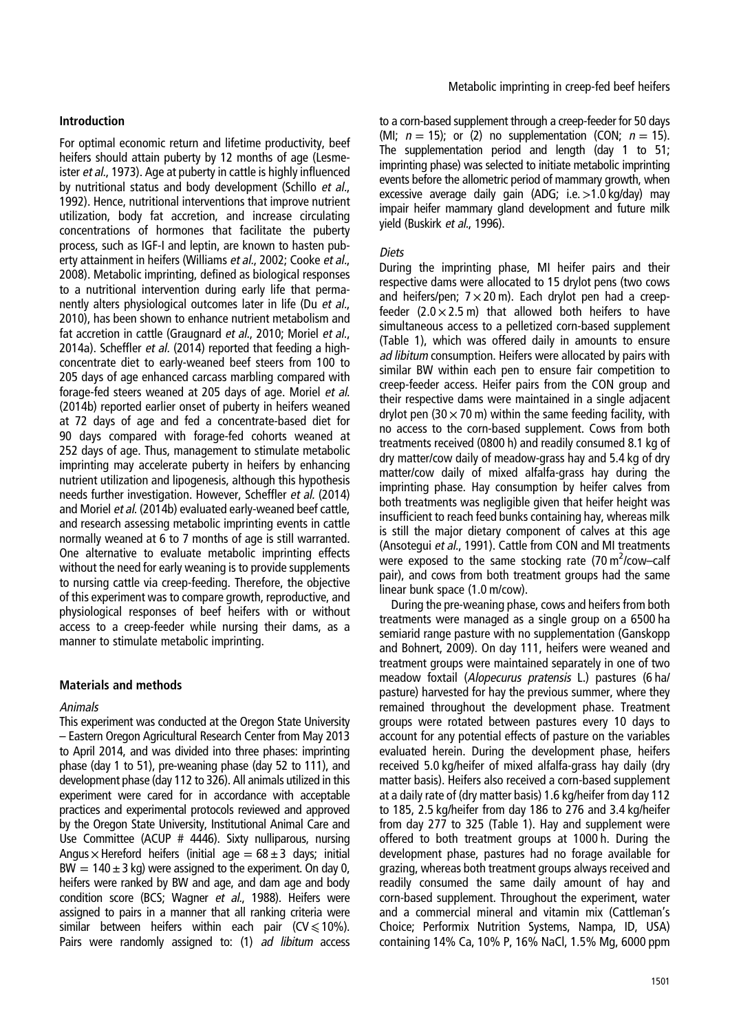## Introduction

For optimal economic return and lifetime productivity, beef heifers should attain puberty by 12 months of age (Lesmeister *et al*., 1973). Age at puberty in cattle is highly influenced by nutritional status and body development (Schillo *et al*., 1992). Hence, nutritional interventions that improve nutrient utilization, body fat accretion, and increase circulating concentrations of hormones that facilitate the puberty process, such as IGF-I and leptin, are known to hasten puberty attainment in heifers (Williams *et al*., 2002; Cooke *et al*., 2008). Metabolic imprinting, defined as biological responses to a nutritional intervention during early life that permanently alters physiological outcomes later in life (Du *et al*., 2010), has been shown to enhance nutrient metabolism and fat accretion in cattle (Graugnard *et al*., 2010; Moriel *et al*., 2014a). Scheffler *et al.* (2014) reported that feeding a high-concentrate diet to early-weaned beef steers from 100 to 205 days of age enhanced carcass marbling compared with forage-fed steers weaned at 205 days of age. Moriel *et al.* (2014b) reported earlier onset of puberty in heifers weaned at 72 days of age and fed a concentrate-based diet for 90 days compared with forage-fed cohorts weaned at 252 days of age. Thus, management to stimulate metabolic imprinting may accelerate puberty in heifers by enhancing nutrient utilization and lipogenesis, although this hypothesis needs further investigation. However, Scheffler *et al.* (2014) and Moriel *et al.* (2014b) evaluated early-weaned beef cattle, and research assessing metabolic imprinting events in cattle normally weaned at 6 to 7 months of age is still warranted. One alternative to evaluate metabolic imprinting effects without the need for early weaning is to provide supplements to nursing cattle via creep-feeding. Therefore, the objective of this experiment was to compare growth, reproductive, and physiological responses of beef heifers with or without access to a creep-feeder while nursing their dams, as a manner to stimulate metabolic imprinting.

## Materials and methods

### *Animals*

This experiment was conducted at the Oregon State University – Eastern Oregon Agricultural Research Center from May 2013 to April 2014, and was divided into three phases: imprinting phase (day 1 to 51), pre-weaning phase (day 52 to 111), and development phase (day 112 to 326). All animals utilized in this experiment were cared for in accordance with acceptable practices and experimental protocols reviewed and approved by the Oregon State University, Institutional Animal Care and Use Committee (ACUP # 4446). Sixty nulliparous, nursing Angus × Hereford heifers (initial age = 68 ± 3 days; initial BW = 140 ± 3 kg) were assigned to the experiment. On day 0, heifers were ranked by BW and age, and dam age and body condition score (BCS; Wagner *et al*., 1988). Heifers were assigned to pairs in a manner that all ranking criteria were similar between heifers within each pair (CV ≤ 10%). Pairs were randomly assigned to: (1) *ad libitum* access to a corn-based supplement through a creep-feeder for 50 days (MI; $n = 15$); or (2) no supplementation (CON; $n = 15$). The supplementation period and length (day 1 to 51; imprinting phase) was selected to initiate metabolic imprinting events before the allometric period of mammary growth, when excessive average daily gain (ADG; i.e. >1.0 kg/day) may impair heifer mammary gland development and future milk yield (Buskirk *et al*., 1996).

### *Diets*

During the imprinting phase, MI heifer pairs and their respective dams were allocated to 15 drylot pens (two cows and heifers/pen; 7 × 20 m). Each drylot pen had a creep-feeder (2.0 × 2.5 m) that allowed both heifers to have simultaneous access to a pelletized corn-based supplement (Table 1), which was offered daily in amounts to ensure *ad libitum* consumption. Heifers were allocated by pairs with similar BW within each pen to ensure fair competition to creep-feeder access. Heifer pairs from the CON group and their respective dams were maintained in a single adjacent drylot pen (30 × 70 m) within the same feeding facility, with no access to the corn-based supplement. Cows from both treatments received (0800 h) and readily consumed 8.1 kg of dry matter/cow daily of meadow-grass hay and 5.4 kg of dry matter/cow daily of mixed alfalfa-grass hay during the imprinting phase. Hay consumption by heifer calves from both treatments was negligible given that heifer height was insufficient to reach feed bunks containing hay, whereas milk is still the major dietary component of calves at this age (Ansotegui *et al*., 1991). Cattle from CON and MI treatments were exposed to the same stocking rate (70 $m^2$/cow–calf pair), and cows from both treatment groups had the same linear bunk space (1.0 m/cow).

During the pre-weaning phase, cows and heifers from both treatments were managed as a single group on a 6500 ha semiarid range pasture with no supplementation (Ganskopp and Bohnert, 2009). On day 111, heifers were weaned and treatment groups were maintained separately in one of two meadow foxtail (*Alopecurus pratensis* L.) pastures (6 ha/pasture) harvested for hay the previous summer, where they remained throughout the development phase. Treatment groups were rotated between pastures every 10 days to account for any potential effects of pasture on the variables evaluated herein. During the development phase, heifers received 5.0 kg/heifer of mixed alfalfa-grass hay daily (dry matter basis). Heifers also received a corn-based supplement at a daily rate of (dry matter basis) 1.6 kg/heifer from day 112 to 185, 2.5 kg/heifer from day 186 to 276 and 3.4 kg/heifer from day 277 to 325 (Table 1). Hay and supplement were offered to both treatment groups at 1000 h. During the development phase, pastures had no forage available for grazing, whereas both treatment groups always received and readily consumed the same daily amount of hay and corn-based supplement. Throughout the experiment, water and a commercial mineral and vitamin mix (Cattleman's Choice; Performix Nutrition Systems, Nampa, ID, USA) containing 14% Ca, 10% P, 16% NaCl, 1.5% Mg, 6000 ppm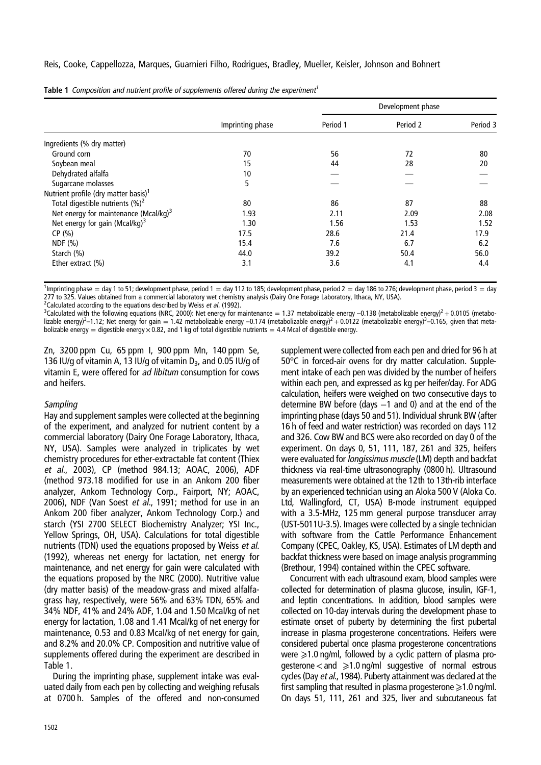**Table 1** *Composition and nutrient profile of supplements offered during the experiment*[1]

| | Imprinting phase | Development phase | | |
|---|---|---|---|---|
| | | Period 1 | Period 2 | Period 3 |
| Ingredients (% dry matter) | | | | |
| Ground corn | 70 | 56 | 72 | 80 |
| Soybean meal | 15 | 44 | 28 | 20 |
| Dehydrated alfalfa | 10 | — | — | — |
| Sugarcane molasses | 5 | — | — | — |
| Nutrient profile (dry matter basis)[1] | | | | |
| Total digestible nutrients (%)[2] | 80 | 86 | 87 | 88 |
| Net energy for maintenance (Mcal/kg)[3] | 1.93 | 2.11 | 2.09 | 2.08 |
| Net energy for gain (Mcal/kg)[3] | 1.30 | 1.56 | 1.53 | 1.52 |
| CP (%) | 17.5 | 28.6 | 21.4 | 17.9 |
| NDF (%) | 15.4 | 7.6 | 6.7 | 6.2 |
| Starch (%) | 44.0 | 39.2 | 50.4 | 56.0 |
| Ether extract (%) | 3.1 | 3.6 | 4.1 | 4.4 |

[1]Imprinting phase = day 1 to 51; development phase, period 1 = day 112 to 185; development phase, period 2 = day 186 to 276; development phase, period 3 = day 277 to 325. Values obtained from a commercial laboratory wet chemistry analysis (Dairy One Forage Laboratory, Ithaca, NY, USA).
[2]Calculated according to the equations described by Weiss *et al.* (1992).
[3]Calculated with the following equations (NRC, 2000): Net energy for maintenance = 1.37 metabolizable energy −0.138 (metabolizable energy)$^2$ + 0.0105 (metabolizable energy)$^3$−1.12; Net energy for gain = 1.42 metabolizable energy −0.174 (metabolizable energy)$^2$ + 0.0122 (metabolizable energy)$^3$−0.165, given that metabolizable energy = digestible energy × 0.82, and 1 kg of total digestible nutrients = 4.4 Mcal of digestible energy.

Zn, 3200 ppm Cu, 65 ppm I, 900 ppm Mn, 140 ppm Se, 136 IU/g of vitamin A, 13 IU/g of vitamin $D_3$, and 0.05 IU/g of vitamin E, were offered for *ad libitum* consumption for cows and heifers.

### *Sampling*

Hay and supplement samples were collected at the beginning of the experiment, and analyzed for nutrient content by a commercial laboratory (Dairy One Forage Laboratory, Ithaca, NY, USA). Samples were analyzed in triplicates by wet chemistry procedures for ether-extractable fat content (Thiex *et al.*, 2003), CP (method 984.13; AOAC, 2006), ADF (method 973.18 modified for use in an Ankom 200 fiber analyzer, Ankom Technology Corp., Fairport, NY; AOAC, 2006), NDF (Van Soest *et al.*, 1991; method for use in an Ankom 200 fiber analyzer, Ankom Technology Corp.) and starch (YSI 2700 SELECT Biochemistry Analyzer; YSI Inc., Yellow Springs, OH, USA). Calculations for total digestible nutrients (TDN) used the equations proposed by Weiss *et al.* (1992), whereas net energy for lactation, net energy for maintenance, and net energy for gain were calculated with the equations proposed by the NRC (2000). Nutritive value (dry matter basis) of the meadow-grass and mixed alfalfa-grass hay, respectively, were 56% and 63% TDN, 65% and 34% NDF, 41% and 24% ADF, 1.04 and 1.50 Mcal/kg of net energy for lactation, 1.08 and 1.41 Mcal/kg of net energy for maintenance, 0.53 and 0.83 Mcal/kg of net energy for gain, and 8.2% and 20.0% CP. Composition and nutritive value of supplements offered during the experiment are described in Table 1.

During the imprinting phase, supplement intake was evaluated daily from each pen by collecting and weighing refusals at 0700 h. Samples of the offered and non-consumed supplement were collected from each pen and dried for 96 h at 50°C in forced-air ovens for dry matter calculation. Supplement intake of each pen was divided by the number of heifers within each pen, and expressed as kg per heifer/day. For ADG calculation, heifers were weighed on two consecutive days to determine BW before (days −1 and 0) and at the end of the imprinting phase (days 50 and 51). Individual shrunk BW (after 16 h of feed and water restriction) was recorded on days 112 and 326. Cow BW and BCS were also recorded on day 0 of the experiment. On days 0, 51, 111, 187, 261 and 325, heifers were evaluated for *longissimus muscle* (LM) depth and backfat thickness via real-time ultrasonography (0800 h). Ultrasound measurements were obtained at the 12th to 13th-rib interface by an experienced technician using an Aloka 500 V (Aloka Co. Ltd, Wallingford, CT, USA) B-mode instrument equipped with a 3.5-MHz, 125 mm general purpose transducer array (UST-5011U-3.5). Images were collected by a single technician with software from the Cattle Performance Enhancement Company (CPEC, Oakley, KS, USA). Estimates of LM depth and backfat thickness were based on image analysis programming (Brethour, 1994) contained within the CPEC software.

Concurrent with each ultrasound exam, blood samples were collected for determination of plasma glucose, insulin, IGF-1, and leptin concentrations. In addition, blood samples were collected on 10-day intervals during the development phase to estimate onset of puberty by determining the first pubertal increase in plasma progesterone concentrations. Heifers were considered pubertal once plasma progesterone concentrations were ⩾1.0 ng/ml, followed by a cyclic pattern of plasma progesterone < and ⩾1.0 ng/ml suggestive of normal estrous cycles (Day *et al.*, 1984). Puberty attainment was declared at the first sampling that resulted in plasma progesterone ⩾1.0 ng/ml. On days 51, 111, 261 and 325, liver and subcutaneous fat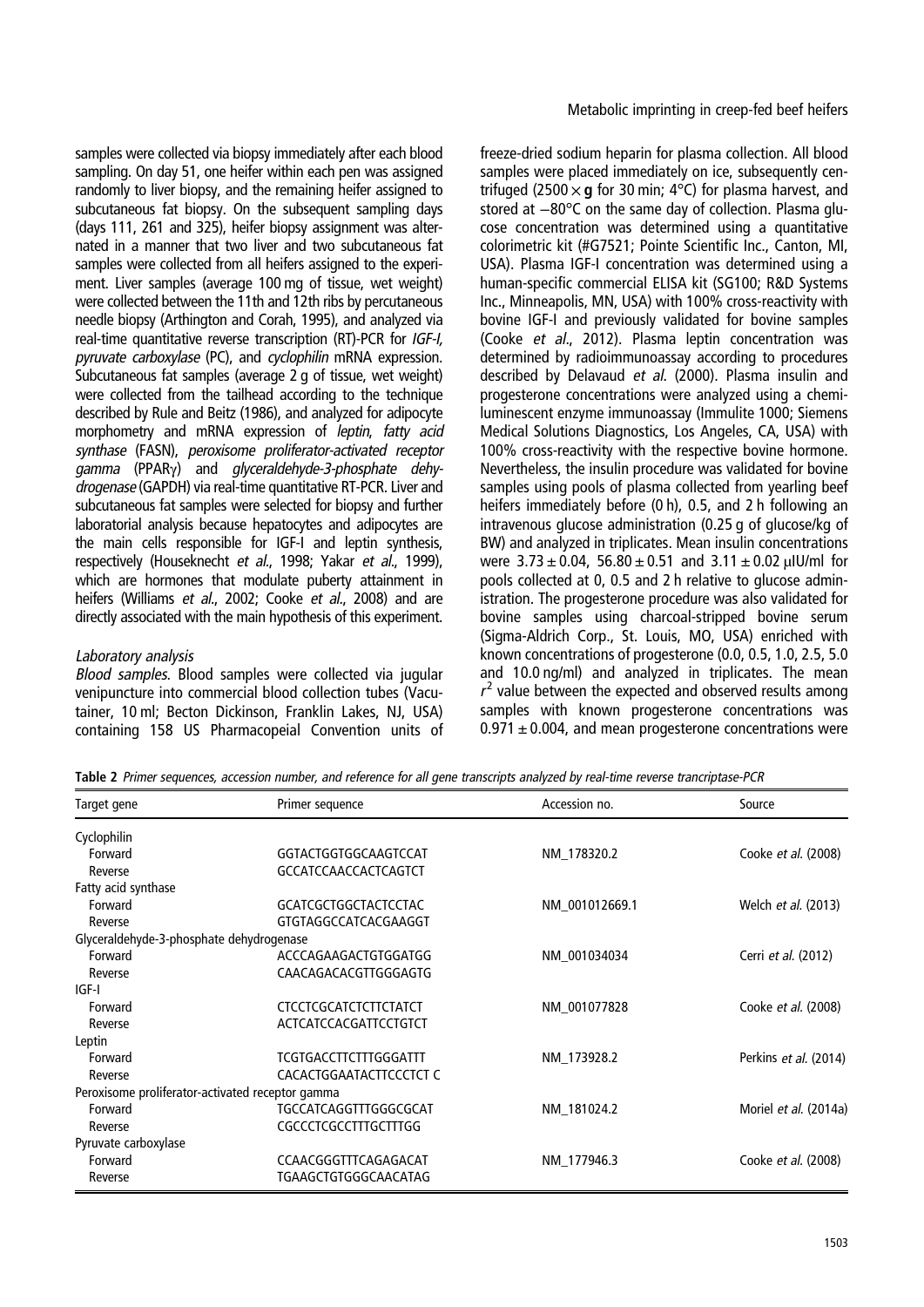samples were collected via biopsy immediately after each blood sampling. On day 51, one heifer within each pen was assigned randomly to liver biopsy, and the remaining heifer assigned to subcutaneous fat biopsy. On the subsequent sampling days (days 111, 261 and 325), heifer biopsy assignment was alternated in a manner that two liver and two subcutaneous fat samples were collected from all heifers assigned to the experiment. Liver samples (average 100 mg of tissue, wet weight) were collected between the 11th and 12th ribs by percutaneous needle biopsy (Arthington and Corah, 1995), and analyzed via real-time quantitative reverse transcription (RT)-PCR for *IGF-I, pyruvate carboxylase* (PC), and *cyclophilin* mRNA expression. Subcutaneous fat samples (average 2 g of tissue, wet weight) were collected from the tailhead according to the technique described by Rule and Beitz (1986), and analyzed for adipocyte morphometry and mRNA expression of *leptin*, *fatty acid synthase* (FASN), *peroxisome proliferator-activated receptor gamma* (PPARγ) and *glyceraldehyde-3-phosphate dehydrogenase* (GAPDH) via real-time quantitative RT-PCR. Liver and subcutaneous fat samples were selected for biopsy and further laboratorial analysis because hepatocytes and adipocytes are the main cells responsible for IGF-I and leptin synthesis, respectively (Houseknecht *et al.*, 1998; Yakar *et al.*, 1999), which are hormones that modulate puberty attainment in heifers (Williams *et al.*, 2002; Cooke *et al.*, 2008) and are directly associated with the main hypothesis of this experiment.

*Laboratory analysis*

*Blood samples.* Blood samples were collected via jugular venipuncture into commercial blood collection tubes (Vacutainer, 10 ml; Becton Dickinson, Franklin Lakes, NJ, USA) containing 158 US Pharmacopeial Convention units of freeze-dried sodium heparin for plasma collection. All blood samples were placed immediately on ice, subsequently centrifuged (2500 × **g** for 30 min; 4°C) for plasma harvest, and stored at −80°C on the same day of collection. Plasma glucose concentration was determined using a quantitative colorimetric kit (#G7521; Pointe Scientific Inc., Canton, MI, USA). Plasma IGF-I concentration was determined using a human-specific commercial ELISA kit (SG100; R&D Systems Inc., Minneapolis, MN, USA) with 100% cross-reactivity with bovine IGF-I and previously validated for bovine samples (Cooke *et al.*, 2012). Plasma leptin concentration was determined by radioimmunoassay according to procedures described by Delavaud *et al.* (2000). Plasma insulin and progesterone concentrations were analyzed using a chemiluminescent enzyme immunoassay (Immulite 1000; Siemens Medical Solutions Diagnostics, Los Angeles, CA, USA) with 100% cross-reactivity with the respective bovine hormone. Nevertheless, the insulin procedure was validated for bovine samples using pools of plasma collected from yearling beef heifers immediately before (0 h), 0.5, and 2 h following an intravenous glucose administration (0.25 g of glucose/kg of BW) and analyzed in triplicates. Mean insulin concentrations were $3.73 \pm 0.04$, $56.80 \pm 0.51$ and $3.11 \pm 0.02$ μIU/ml for pools collected at 0, 0.5 and 2 h relative to glucose administration. The progesterone procedure was also validated for bovine samples using charcoal-stripped bovine serum (Sigma-Aldrich Corp., St. Louis, MO, USA) enriched with known concentrations of progesterone (0.0, 0.5, 1.0, 2.5, 5.0 and 10.0 ng/ml) and analyzed in triplicates. The mean $r^2$ value between the expected and observed results among samples with known progesterone concentrations was $0.971 \pm 0.004$, and mean progesterone concentrations were

**Table 2** *Primer sequences, accession number, and reference for all gene transcripts analyzed by real-time reverse trancriptase-PCR*

| Target gene | Primer sequence | Accession no. | Source |
|---|---|---|---|
| Cyclophilin | | | |
| Forward | GGTACTGGTGGCAAGTCCAT | NM_178320.2 | Cooke *et al.* (2008) |
| Reverse | GCCATCCAACCACTCAGTCT | | |
| Fatty acid synthase | | | |
| Forward | GCATCGCTGGCTACTCCTAC | NM_001012669.1 | Welch *et al.* (2013) |
| Reverse | GTGTAGGCCATCACGAAGGT | | |
| Glyceraldehyde-3-phosphate dehydrogenase | | | |
| Forward | ACCCAGAAGACTGTGGATGG | NM_001034034 | Cerri *et al.* (2012) |
| Reverse | CAACAGACACGTTGGGAGTG | | |
| IGF-I | | | |
| Forward | CTCCTCGCATCTCTTCTATCT | NM_001077828 | Cooke *et al.* (2008) |
| Reverse | ACTCATCCACGATTCCTGTCT | | |
| Leptin | | | |
| Forward | TCGTGACCTTCTTTGGGATTT | NM_173928.2 | Perkins *et al.* (2014) |
| Reverse | CACACTGGAATACTTCCCTCT C | | |
| Peroxisome proliferator-activated receptor gamma | | | |
| Forward | TGCCATCAGGTTTGGGCGCAT | NM_181024.2 | Moriel *et al.* (2014a) |
| Reverse | CGCCCTCGCCTTTGCTTTGG | | |
| Pyruvate carboxylase | | | |
| Forward | CCAACGGGTTTCAGAGACAT | NM_177946.3 | Cooke *et al.* (2008) |
| Reverse | TGAAGCTGTGGGCAACATAG | | |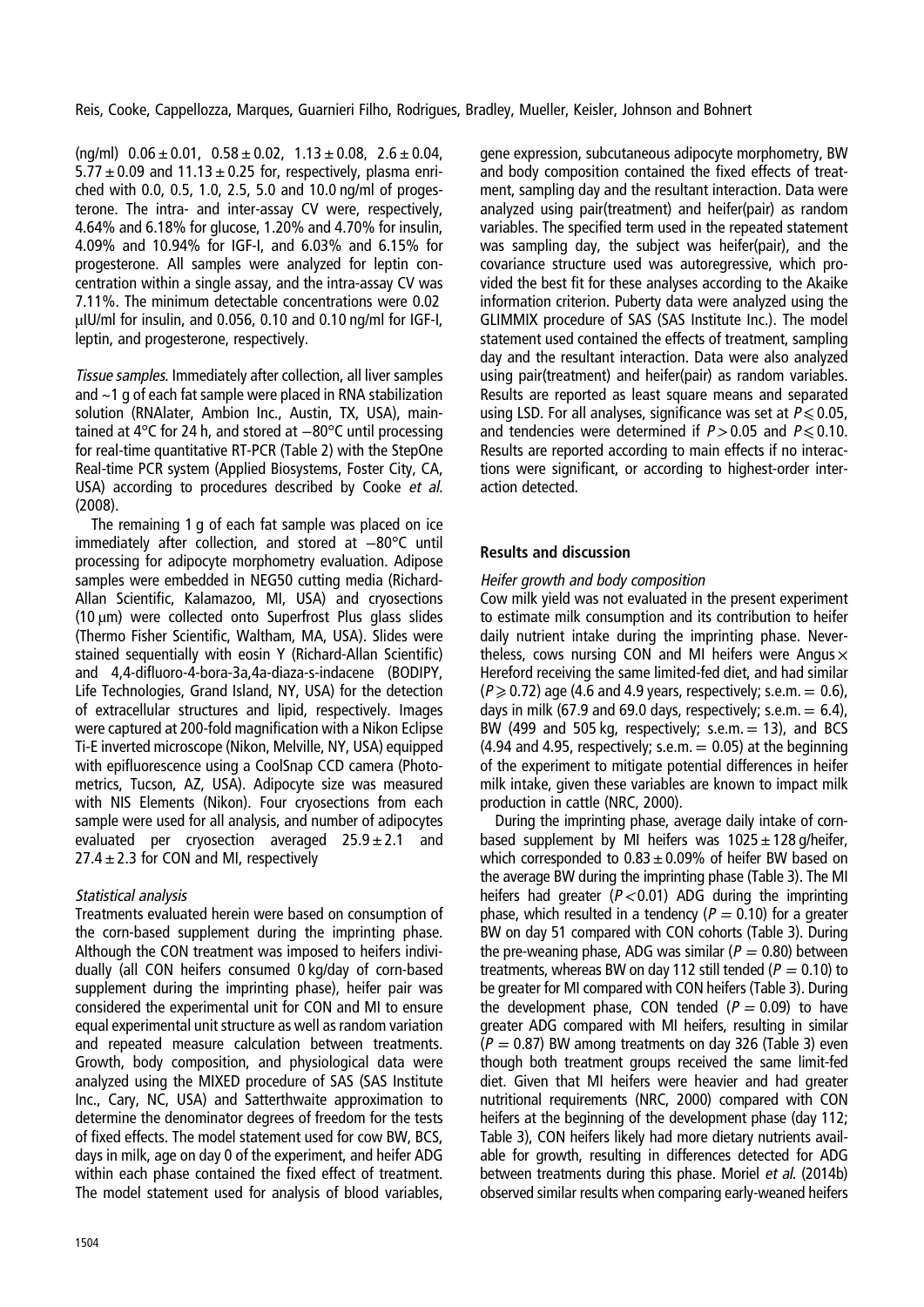(ng/ml) $0.06 \pm 0.01$, $0.58 \pm 0.02$, $1.13 \pm 0.08$, $2.6 \pm 0.04$, $5.77 \pm 0.09$ and $11.13 \pm 0.25$ for, respectively, plasma enriched with 0.0, 0.5, 1.0, 2.5, 5.0 and 10.0 ng/ml of progesterone. The intra- and inter-assay CV were, respectively, 4.64% and 6.18% for glucose, 1.20% and 4.70% for insulin, 4.09% and 10.94% for IGF-I, and 6.03% and 6.15% for progesterone. All samples were analyzed for leptin concentration within a single assay, and the intra-assay CV was 7.11%. The minimum detectable concentrations were 0.02 μIU/ml for insulin, and 0.056, 0.10 and 0.10 ng/ml for IGF-I, leptin, and progesterone, respectively.

*Tissue samples*. Immediately after collection, all liver samples and ~1 g of each fat sample were placed in RNA stabilization solution (RNAlater, Ambion Inc., Austin, TX, USA), maintained at 4°C for 24 h, and stored at −80°C until processing for real-time quantitative RT-PCR (Table 2) with the StepOne Real-time PCR system (Applied Biosystems, Foster City, CA, USA) according to procedures described by Cooke *et al.* (2008).

The remaining 1 g of each fat sample was placed on ice immediately after collection, and stored at −80°C until processing for adipocyte morphometry evaluation. Adipose samples were embedded in NEG50 cutting media (Richard-Allan Scientific, Kalamazoo, MI, USA) and cryosections (10 μm) were collected onto Superfrost Plus glass slides (Thermo Fisher Scientific, Waltham, MA, USA). Slides were stained sequentially with eosin Y (Richard-Allan Scientific) and 4,4-difluoro-4-bora-3a,4a-diaza-s-indacene (BODIPY, Life Technologies, Grand Island, NY, USA) for the detection of extracellular structures and lipid, respectively. Images were captured at 200-fold magnification with a Nikon Eclipse Ti-E inverted microscope (Nikon, Melville, NY, USA) equipped with epifluorescence using a CoolSnap CCD camera (Photometrics, Tucson, AZ, USA). Adipocyte size was measured with NIS Elements (Nikon). Four cryosections from each sample were used for all analysis, and number of adipocytes evaluated per cryosection averaged $25.9 \pm 2.1$ and $27.4 \pm 2.3$ for CON and MI, respectively

*Statistical analysis*

Treatments evaluated herein were based on consumption of the corn-based supplement during the imprinting phase. Although the CON treatment was imposed to heifers individually (all CON heifers consumed 0 kg/day of corn-based supplement during the imprinting phase), heifer pair was considered the experimental unit for CON and MI to ensure equal experimental unit structure as well as random variation and repeated measure calculation between treatments. Growth, body composition, and physiological data were analyzed using the MIXED procedure of SAS (SAS Institute Inc., Cary, NC, USA) and Satterthwaite approximation to determine the denominator degrees of freedom for the tests of fixed effects. The model statement used for cow BW, BCS, days in milk, age on day 0 of the experiment, and heifer ADG within each phase contained the fixed effect of treatment. The model statement used for analysis of blood variables, gene expression, subcutaneous adipocyte morphometry, BW and body composition contained the fixed effects of treatment, sampling day and the resultant interaction. Data were analyzed using pair(treatment) and heifer(pair) as random variables. The specified term used in the repeated statement was sampling day, the subject was heifer(pair), and the covariance structure used was autoregressive, which provided the best fit for these analyses according to the Akaike information criterion. Puberty data were analyzed using the GLIMMIX procedure of SAS (SAS Institute Inc.). The model statement used contained the effects of treatment, sampling day and the resultant interaction. Data were also analyzed using pair(treatment) and heifer(pair) as random variables. Results are reported as least square means and separated using LSD. For all analyses, significance was set at $P \leqslant 0.05$, and tendencies were determined if $P > 0.05$ and $P \leqslant 0.10$. Results are reported according to main effects if no interactions were significant, or according to highest-order interaction detected.

## Results and discussion

*Heifer growth and body composition*

Cow milk yield was not evaluated in the present experiment to estimate milk consumption and its contribution to heifer daily nutrient intake during the imprinting phase. Nevertheless, cows nursing CON and MI heifers were Angus × Hereford receiving the same limited-fed diet, and had similar ($P \geqslant 0.72$) age (4.6 and 4.9 years, respectively; s.e.m. = 0.6), days in milk (67.9 and 69.0 days, respectively; s.e.m. = 6.4), BW (499 and 505 kg, respectively; s.e.m. = 13), and BCS (4.94 and 4.95, respectively; s.e.m. = 0.05) at the beginning of the experiment to mitigate potential differences in heifer milk intake, given these variables are known to impact milk production in cattle (NRC, 2000).

During the imprinting phase, average daily intake of corn-based supplement by MI heifers was $1025 \pm 128$ g/heifer, which corresponded to $0.83 \pm 0.09$% of heifer BW based on the average BW during the imprinting phase (Table 3). The MI heifers had greater ($P < 0.01$) ADG during the imprinting phase, which resulted in a tendency ($P = 0.10$) for a greater BW on day 51 compared with CON cohorts (Table 3). During the pre-weaning phase, ADG was similar ($P = 0.80$) between treatments, whereas BW on day 112 still tended ($P = 0.10$) to be greater for MI compared with CON heifers (Table 3). During the development phase, CON tended ($P = 0.09$) to have greater ADG compared with MI heifers, resulting in similar ($P = 0.87$) BW among treatments on day 326 (Table 3) even though both treatment groups received the same limit-fed diet. Given that MI heifers were heavier and had greater nutritional requirements (NRC, 2000) compared with CON heifers at the beginning of the development phase (day 112; Table 3), CON heifers likely had more dietary nutrients available for growth, resulting in differences detected for ADG between treatments during this phase. Moriel *et al.* (2014b) observed similar results when comparing early-weaned heifers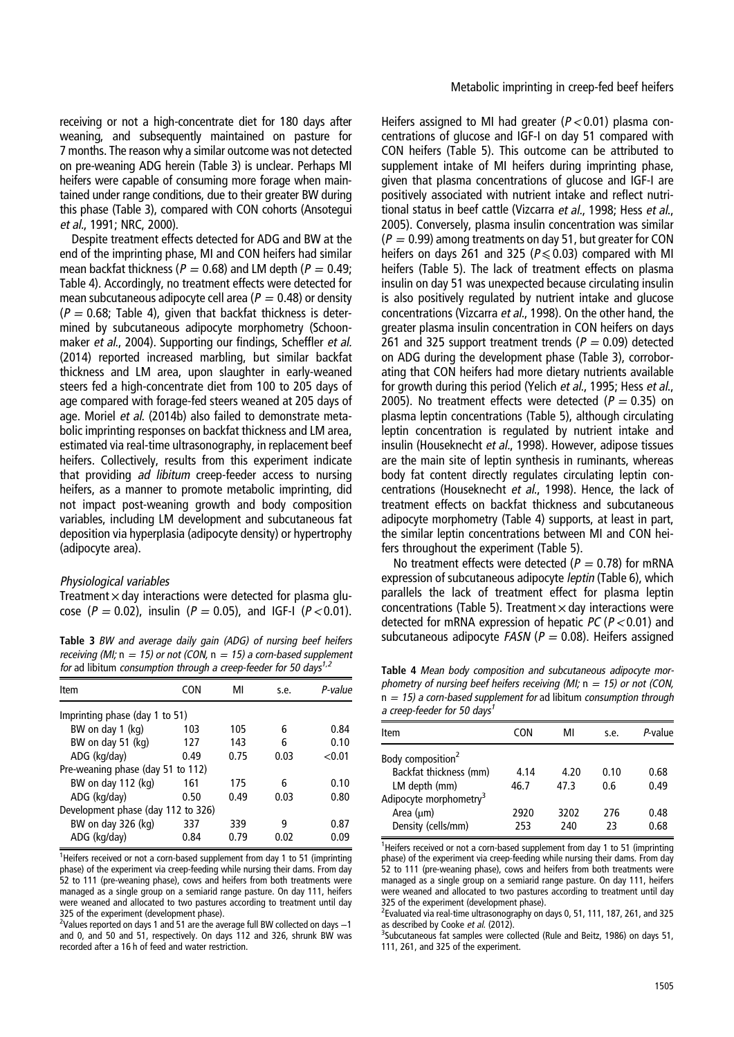receiving or not a high-concentrate diet for 180 days after weaning, and subsequently maintained on pasture for 7 months. The reason why a similar outcome was not detected on pre-weaning ADG herein (Table 3) is unclear. Perhaps MI heifers were capable of consuming more forage when maintained under range conditions, due to their greater BW during this phase (Table 3), compared with CON cohorts (Ansotegui *et al*., 1991; NRC, 2000).

Despite treatment effects detected for ADG and BW at the end of the imprinting phase, MI and CON heifers had similar mean backfat thickness ($P = 0.68$) and LM depth ($P = 0.49$; Table 4). Accordingly, no treatment effects were detected for mean subcutaneous adipocyte cell area ($P = 0.48$) or density ($P = 0.68$; Table 4), given that backfat thickness is determined by subcutaneous adipocyte morphometry (Schoonmaker *et al*., 2004). Supporting our findings, Scheffler *et al.* (2014) reported increased marbling, but similar backfat thickness and LM area, upon slaughter in early-weaned steers fed a high-concentrate diet from 100 to 205 days of age compared with forage-fed steers weaned at 205 days of age. Moriel *et al.* (2014b) also failed to demonstrate metabolic imprinting responses on backfat thickness and LM area, estimated via real-time ultrasonography, in replacement beef heifers. Collectively, results from this experiment indicate that providing *ad libitum* creep-feeder access to nursing heifers, as a manner to promote metabolic imprinting, did not impact post-weaning growth and body composition variables, including LM development and subcutaneous fat deposition via hyperplasia (adipocyte density) or hypertrophy (adipocyte area).

### *Physiological variables*

Treatment × day interactions were detected for plasma glucose ($P = 0.02$), insulin ($P = 0.05$), and IGF-I ($P < 0.01$).

**Table 3** *BW and average daily gain (ADG) of nursing beef heifers receiving (MI; n = 15) or not (CON, n = 15) a corn-based supplement for* ad libitum *consumption through a creep-feeder for 50 days*[1,2]

| Item | CON | MI | s.e. | *P-value* |
|---|---|---|---|---|
| Imprinting phase (day 1 to 51) | | | | |
| BW on day 1 (kg) | 103 | 105 | 6 | 0.84 |
| BW on day 51 (kg) | 127 | 143 | 6 | 0.10 |
| ADG (kg/day) | 0.49 | 0.75 | 0.03 | <0.01 |
| Pre-weaning phase (day 51 to 112) | | | | |
| BW on day 112 (kg) | 161 | 175 | 6 | 0.10 |
| ADG (kg/day) | 0.50 | 0.49 | 0.03 | 0.80 |
| Development phase (day 112 to 326) | | | | |
| BW on day 326 (kg) | 337 | 339 | 9 | 0.87 |
| ADG (kg/day) | 0.84 | 0.79 | 0.02 | 0.09 |

[1]Heifers received or not a corn-based supplement from day 1 to 51 (imprinting phase) of the experiment via creep-feeding while nursing their dams. From day 52 to 111 (pre-weaning phase), cows and heifers from both treatments were managed as a single group on a semiarid range pasture. On day 111, heifers were weaned and allocated to two pastures according to treatment until day 325 of the experiment (development phase).

[2]Values reported on days 1 and 51 are the average full BW collected on days −1 and 0, and 50 and 51, respectively. On days 112 and 326, shrunk BW was recorded after a 16 h of feed and water restriction.

Heifers assigned to MI had greater ($P < 0.01$) plasma concentrations of glucose and IGF-I on day 51 compared with CON heifers (Table 5). This outcome can be attributed to supplement intake of MI heifers during imprinting phase, given that plasma concentrations of glucose and IGF-I are positively associated with nutrient intake and reflect nutritional status in beef cattle (Vizcarra *et al*., 1998; Hess *et al*., 2005). Conversely, plasma insulin concentration was similar ($P = 0.99$) among treatments on day 51, but greater for CON heifers on days 261 and 325 ($P \leqslant 0.03$) compared with MI heifers (Table 5). The lack of treatment effects on plasma insulin on day 51 was unexpected because circulating insulin is also positively regulated by nutrient intake and glucose concentrations (Vizcarra *et al*., 1998). On the other hand, the greater plasma insulin concentration in CON heifers on days 261 and 325 support treatment trends ($P = 0.09$) detected on ADG during the development phase (Table 3), corroborating that CON heifers had more dietary nutrients available for growth during this period (Yelich *et al*., 1995; Hess *et al*., 2005). No treatment effects were detected ($P = 0.35$) on plasma leptin concentrations (Table 5), although circulating leptin concentration is regulated by nutrient intake and insulin (Houseknecht *et al*., 1998). However, adipose tissues are the main site of leptin synthesis in ruminants, whereas body fat content directly regulates circulating leptin concentrations (Houseknecht *et al*., 1998). Hence, the lack of treatment effects on backfat thickness and subcutaneous adipocyte morphometry (Table 4) supports, at least in part, the similar leptin concentrations between MI and CON heifers throughout the experiment (Table 5).

No treatment effects were detected ($P = 0.78$) for mRNA expression of subcutaneous adipocyte *leptin* (Table 6), which parallels the lack of treatment effect for plasma leptin concentrations (Table 5). Treatment × day interactions were detected for mRNA expression of hepatic *PC* ($P < 0.01$) and subcutaneous adipocyte *FASN* ($P = 0.08$). Heifers assigned

**Table 4** *Mean body composition and subcutaneous adipocyte morphometry of nursing beef heifers receiving (MI; n = 15) or not (CON, n = 15) a corn-based supplement for* ad libitum *consumption through a creep-feeder for 50 days*[1]

| Item | CON | MI | s.e. | *P*-value |
|---|---|---|---|---|
| Body composition[2] | | | | |
| Backfat thickness (mm) | 4.14 | 4.20 | 0.10 | 0.68 |
| LM depth (mm) | 46.7 | 47.3 | 0.6 | 0.49 |
| Adipocyte morphometry[3] | | | | |
| Area (μm) | 2920 | 3202 | 276 | 0.48 |
| Density (cells/mm) | 253 | 240 | 23 | 0.68 |

[1]Heifers received or not a corn-based supplement from day 1 to 51 (imprinting phase) of the experiment via creep-feeding while nursing their dams. From day 52 to 111 (pre-weaning phase), cows and heifers from both treatments were managed as a single group on a semiarid range pasture. On day 111, heifers were weaned and allocated to two pastures according to treatment until day 325 of the experiment (development phase).

[2]Evaluated via real-time ultrasonography on days 0, 51, 111, 187, 261, and 325 as described by Cooke *et al.* (2012).

[3]Subcutaneous fat samples were collected (Rule and Beitz, 1986) on days 51, 111, 261, and 325 of the experiment.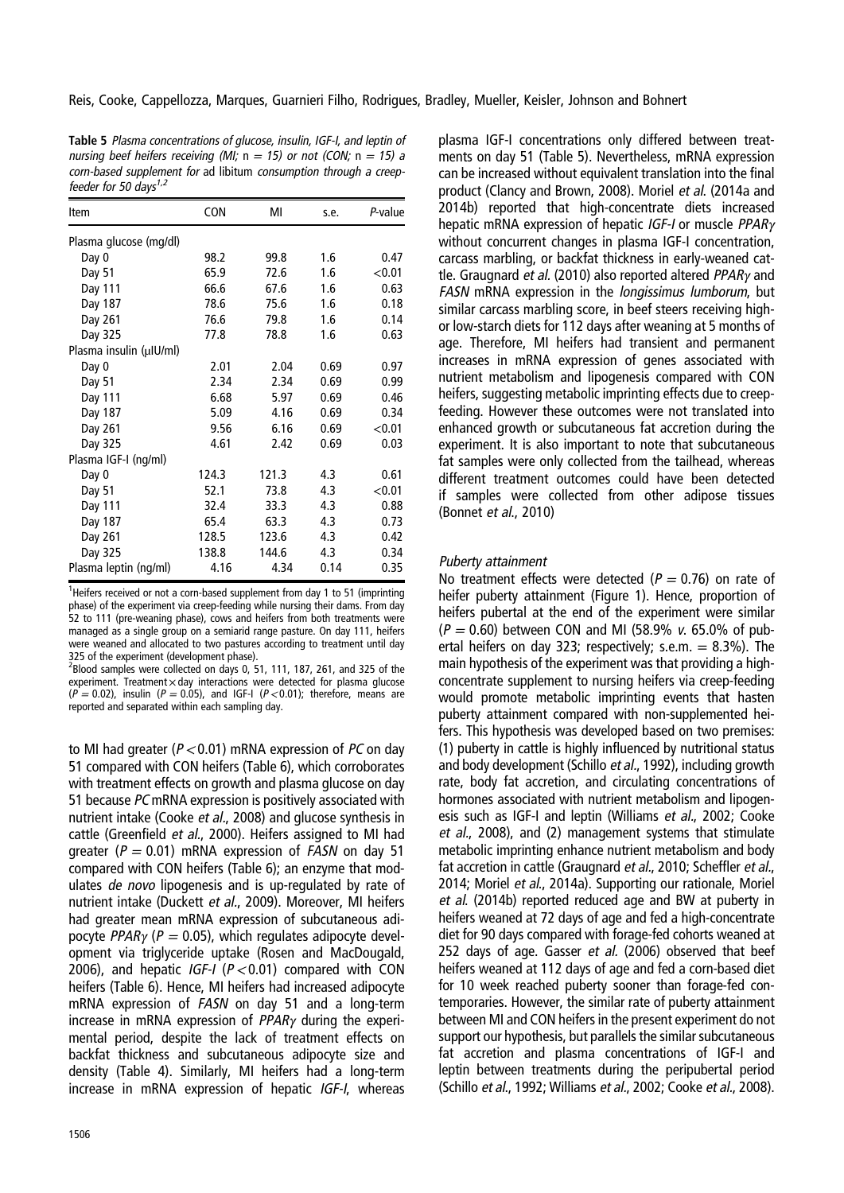**Table 5** *Plasma concentrations of glucose, insulin, IGF-I, and leptin of nursing beef heifers receiving (MI;* n = 15*) or not (CON;* n = 15*) a corn-based supplement for* ad libitum *consumption through a creep-feeder for 50 days*[1,2]

| Item | CON | MI | s.e. | *P*-value |
|---|---|---|---|---|
| Plasma glucose (mg/dl) | | | | |
| Day 0 | 98.2 | 99.8 | 1.6 | 0.47 |
| Day 51 | 65.9 | 72.6 | 1.6 | <0.01 |
| Day 111 | 66.6 | 67.6 | 1.6 | 0.63 |
| Day 187 | 78.6 | 75.6 | 1.6 | 0.18 |
| Day 261 | 76.6 | 79.8 | 1.6 | 0.14 |
| Day 325 | 77.8 | 78.8 | 1.6 | 0.63 |
| Plasma insulin (μIU/ml) | | | | |
| Day 0 | 2.01 | 2.04 | 0.69 | 0.97 |
| Day 51 | 2.34 | 2.34 | 0.69 | 0.99 |
| Day 111 | 6.68 | 5.97 | 0.69 | 0.46 |
| Day 187 | 5.09 | 4.16 | 0.69 | 0.34 |
| Day 261 | 9.56 | 6.16 | 0.69 | <0.01 |
| Day 325 | 4.61 | 2.42 | 0.69 | 0.03 |
| Plasma IGF-I (ng/ml) | | | | |
| Day 0 | 124.3 | 121.3 | 4.3 | 0.61 |
| Day 51 | 52.1 | 73.8 | 4.3 | <0.01 |
| Day 111 | 32.4 | 33.3 | 4.3 | 0.88 |
| Day 187 | 65.4 | 63.3 | 4.3 | 0.73 |
| Day 261 | 128.5 | 123.6 | 4.3 | 0.42 |
| Day 325 | 138.8 | 144.6 | 4.3 | 0.34 |
| Plasma leptin (ng/ml) | 4.16 | 4.34 | 0.14 | 0.35 |

[1]Heifers received or not a corn-based supplement from day 1 to 51 (imprinting phase) of the experiment via creep-feeding while nursing their dams. From day 52 to 111 (pre-weaning phase), cows and heifers from both treatments were managed as a single group on a semiarid range pasture. On day 111, heifers were weaned and allocated to two pastures according to treatment until day 325 of the experiment (development phase).

[2]Blood samples were collected on days 0, 51, 111, 187, 261, and 325 of the experiment. Treatment × day interactions were detected for plasma glucose ($P = 0.02$), insulin ($P = 0.05$), and IGF-I ($P < 0.01$); therefore, means are reported and separated within each sampling day.

to MI had greater ($P < 0.01$) mRNA expression of *PC* on day 51 compared with CON heifers (Table 6), which corroborates with treatment effects on growth and plasma glucose on day 51 because *PC* mRNA expression is positively associated with nutrient intake (Cooke *et al.*, 2008) and glucose synthesis in cattle (Greenfield *et al.*, 2000). Heifers assigned to MI had greater ($P = 0.01$) mRNA expression of *FASN* on day 51 compared with CON heifers (Table 6); an enzyme that modulates *de novo* lipogenesis and is up-regulated by rate of nutrient intake (Duckett *et al.*, 2009). Moreover, MI heifers had greater mean mRNA expression of subcutaneous adipocyte *PPARγ* ($P = 0.05$), which regulates adipocyte development via triglyceride uptake (Rosen and MacDougald, 2006), and hepatic *IGF-I* ($P < 0.01$) compared with CON heifers (Table 6). Hence, MI heifers had increased adipocyte mRNA expression of *FASN* on day 51 and a long-term increase in mRNA expression of *PPARγ* during the experimental period, despite the lack of treatment effects on backfat thickness and subcutaneous adipocyte size and density (Table 4). Similarly, MI heifers had a long-term increase in mRNA expression of hepatic *IGF-I*, whereas plasma IGF-I concentrations only differed between treatments on day 51 (Table 5). Nevertheless, mRNA expression can be increased without equivalent translation into the final product (Clancy and Brown, 2008). Moriel *et al.* (2014a and 2014b) reported that high-concentrate diets increased hepatic mRNA expression of hepatic *IGF-I* or muscle *PPARγ* without concurrent changes in plasma IGF-I concentration, carcass marbling, or backfat thickness in early-weaned cattle. Graugnard *et al.* (2010) also reported altered *PPARγ* and *FASN* mRNA expression in the *longissimus lumborum*, but similar carcass marbling score, in beef steers receiving high- or low-starch diets for 112 days after weaning at 5 months of age. Therefore, MI heifers had transient and permanent increases in mRNA expression of genes associated with nutrient metabolism and lipogenesis compared with CON heifers, suggesting metabolic imprinting effects due to creep-feeding. However these outcomes were not translated into enhanced growth or subcutaneous fat accretion during the experiment. It is also important to note that subcutaneous fat samples were only collected from the tailhead, whereas different treatment outcomes could have been detected if samples were collected from other adipose tissues (Bonnet *et al.*, 2010)

### *Puberty attainment*

No treatment effects were detected ($P = 0.76$) on rate of heifer puberty attainment (Figure 1). Hence, proportion of heifers pubertal at the end of the experiment were similar ($P = 0.60$) between CON and MI (58.9% *v.* 65.0% of pubertal heifers on day 323; respectively; s.e.m. = 8.3%). The main hypothesis of the experiment was that providing a high-concentrate supplement to nursing heifers via creep-feeding would promote metabolic imprinting events that hasten puberty attainment compared with non-supplemented heifers. This hypothesis was developed based on two premises: (1) puberty in cattle is highly influenced by nutritional status and body development (Schillo *et al.*, 1992), including growth rate, body fat accretion, and circulating concentrations of hormones associated with nutrient metabolism and lipogenesis such as IGF-I and leptin (Williams *et al.*, 2002; Cooke *et al.*, 2008), and (2) management systems that stimulate metabolic imprinting enhance nutrient metabolism and body fat accretion in cattle (Graugnard *et al.*, 2010; Scheffler *et al.*, 2014; Moriel *et al.*, 2014a). Supporting our rationale, Moriel *et al.* (2014b) reported reduced age and BW at puberty in heifers weaned at 72 days of age and fed a high-concentrate diet for 90 days compared with forage-fed cohorts weaned at 252 days of age. Gasser *et al.* (2006) observed that beef heifers weaned at 112 days of age and fed a corn-based diet for 10 week reached puberty sooner than forage-fed contemporaries. However, the similar rate of puberty attainment between MI and CON heifers in the present experiment do not support our hypothesis, but parallels the similar subcutaneous fat accretion and plasma concentrations of IGF-I and leptin between treatments during the peripubertal period (Schillo *et al.*, 1992; Williams *et al.*, 2002; Cooke *et al.*, 2008).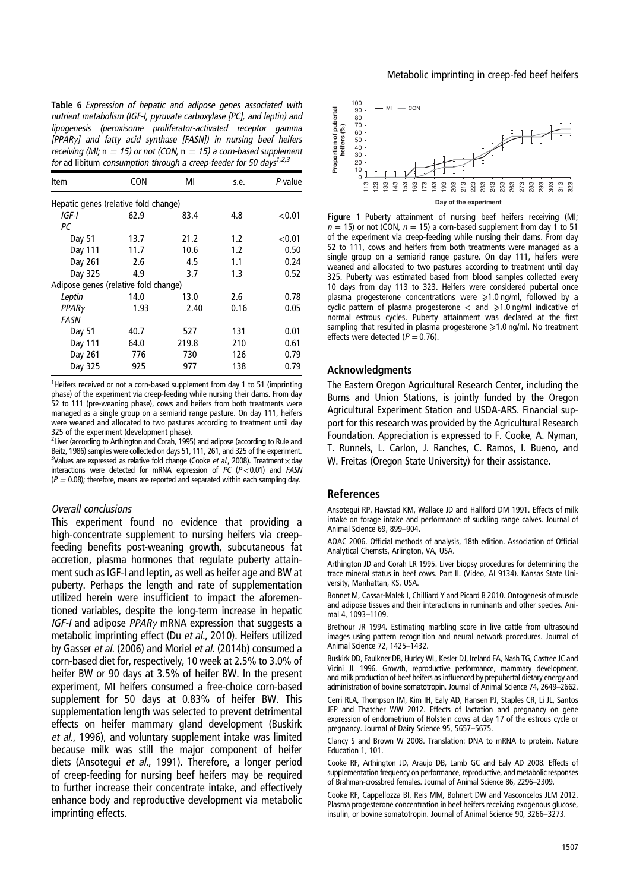**Table 6** *Expression of hepatic and adipose genes associated with nutrient metabolism (IGF-I, pyruvate carboxylase [PC], and leptin) and lipogenesis (peroxisome proliferator-activated receptor gamma [PPARγ] and fatty acid synthase [FASN]) in nursing beef heifers receiving (MI; n = 15) or not (CON, n = 15) a corn-based supplement for* ad libitum *consumption through a creep-feeder for 50 days*[1,2,3]

| Item | CON | MI | s.e. | *P*-value |
|---|---|---|---|---|
| Hepatic genes (relative fold change) | | | | |
| *IGF-I* | 62.9 | 83.4 | 4.8 | <0.01 |
| *PC* | | | | |
| Day 51 | 13.7 | 21.2 | 1.2 | <0.01 |
| Day 111 | 11.7 | 10.6 | 1.2 | 0.50 |
| Day 261 | 2.6 | 4.5 | 1.1 | 0.24 |
| Day 325 | 4.9 | 3.7 | 1.3 | 0.52 |
| Adipose genes (relative fold change) | | | | |
| *Leptin* | 14.0 | 13.0 | 2.6 | 0.78 |
| *PPARγ* | 1.93 | 2.40 | 0.16 | 0.05 |
| *FASN* | | | | |
| Day 51 | 40.7 | 527 | 131 | 0.01 |
| Day 111 | 64.0 | 219.8 | 210 | 0.61 |
| Day 261 | 776 | 730 | 126 | 0.79 |
| Day 325 | 925 | 977 | 138 | 0.79 |

[1]Heifers received or not a corn-based supplement from day 1 to 51 (imprinting phase) of the experiment via creep-feeding while nursing their dams. From day 52 to 111 (pre-weaning phase), cows and heifers from both treatments were managed as a single group on a semiarid range pasture. On day 111, heifers were weaned and allocated to two pastures according to treatment until day 325 of the experiment (development phase).
[2]Liver (according to Arthington and Corah, 1995) and adipose (according to Rule and Beitz, 1986) samples were collected on days 51, 111, 261, and 325 of the experiment.
[3]Values are expressed as relative fold change (Cooke *et al.*, 2008). Treatment × day interactions were detected for mRNA expression of *PC* ($P<0.01$) and *FASN* ($P = 0.08$); therefore, means are reported and separated within each sampling day.

### *Overall conclusions*

This experiment found no evidence that providing a high-concentrate supplement to nursing heifers via creep-feeding benefits post-weaning growth, subcutaneous fat accretion, plasma hormones that regulate puberty attainment such as IGF-I and leptin, as well as heifer age and BW at puberty. Perhaps the length and rate of supplementation utilized herein were insufficient to impact the aforementioned variables, despite the long-term increase in hepatic *IGF-I* and adipose *PPARγ* mRNA expression that suggests a metabolic imprinting effect (Du *et al.*, 2010). Heifers utilized by Gasser *et al.* (2006) and Moriel *et al.* (2014b) consumed a corn-based diet for, respectively, 10 week at 2.5% to 3.0% of heifer BW or 90 days at 3.5% of heifer BW. In the present experiment, MI heifers consumed a free-choice corn-based supplement for 50 days at 0.83% of heifer BW. This supplementation length was selected to prevent detrimental effects on heifer mammary gland development (Buskirk *et al.*, 1996), and voluntary supplement intake was limited because milk was still the major component of heifer diets (Ansotegui *et al.*, 1991). Therefore, a longer period of creep-feeding for nursing beef heifers may be required to further increase their concentrate intake, and effectively enhance body and reproductive development via metabolic imprinting effects.

**Figure 1** Puberty attainment of nursing beef heifers receiving (MI; $n = 15$) or not (CON, $n = 15$) a corn-based supplement from day 1 to 51 of the experiment via creep-feeding while nursing their dams. From day 52 to 111, cows and heifers from both treatments were managed as a single group on a semiarid range pasture. On day 111, heifers were weaned and allocated to two pastures according to treatment until day 325. Puberty was estimated based from blood samples collected every 10 days from day 113 to 323. Heifers were considered pubertal once plasma progesterone concentrations were ≥1.0 ng/ml, followed by a cyclic pattern of plasma progesterone < and ≥1.0 ng/ml indicative of normal estrous cycles. Puberty attainment was declared at the first sampling that resulted in plasma progesterone ≥1.0 ng/ml. No treatment effects were detected ($P = 0.76$).

## Acknowledgments

The Eastern Oregon Agricultural Research Center, including the Burns and Union Stations, is jointly funded by the Oregon Agricultural Experiment Station and USDA-ARS. Financial support for this research was provided by the Agricultural Research Foundation. Appreciation is expressed to F. Cooke, A. Nyman, T. Runnels, L. Carlon, J. Ranches, C. Ramos, I. Bueno, and W. Freitas (Oregon State University) for their assistance.

## References

Ansotegui RP, Havstad KM, Wallace JD and Hallford DM 1991. Effects of milk intake on forage intake and performance of suckling range calves. Journal of Animal Science 69, 899–904.

AOAC 2006. Official methods of analysis, 18th edition. Association of Official Analytical Chemsts, Arlington, VA, USA.

Arthington JD and Corah LR 1995. Liver biopsy procedures for determining the trace mineral status in beef cows. Part II. (Video, AI 9134). Kansas State University, Manhattan, KS, USA.

Bonnet M, Cassar-Malek I, Chilliard Y and Picard B 2010. Ontogenesis of muscle and adipose tissues and their interactions in ruminants and other species. Animal 4, 1093–1109.

Brethour JR 1994. Estimating marbling score in live cattle from ultrasound images using pattern recognition and neural network procedures. Journal of Animal Science 72, 1425–1432.

Buskirk DD, Faulkner DB, Hurley WL, Kesler DJ, Ireland FA, Nash TG, Castree JC and Vicini JL 1996. Growth, reproductive performance, mammary development, and milk production of beef heifers as influenced by prepubertal dietary energy and administration of bovine somatotropin. Journal of Animal Science 74, 2649–2662.

Cerri RLA, Thompson IM, Kim IH, Ealy AD, Hansen PJ, Staples CR, Li JL, Santos JEP and Thatcher WW 2012. Effects of lactation and pregnancy on gene expression of endometrium of Holstein cows at day 17 of the estrous cycle or pregnancy. Journal of Dairy Science 95, 5657–5675.

Clancy S and Brown W 2008. Translation: DNA to mRNA to protein. Nature Education 1, 101.

Cooke RF, Arthington JD, Araujo DB, Lamb GC and Ealy AD 2008. Effects of supplementation frequency on performance, reproductive, and metabolic responses of Brahman-crossbred females. Journal of Animal Science 86, 2296–2309.

Cooke RF, Cappellozza BI, Reis MM, Bohnert DW and Vasconcelos JLM 2012. Plasma progesterone concentration in beef heifers receiving exogenous glucose, insulin, or bovine somatotropin. Journal of Animal Science 90, 3266–3273.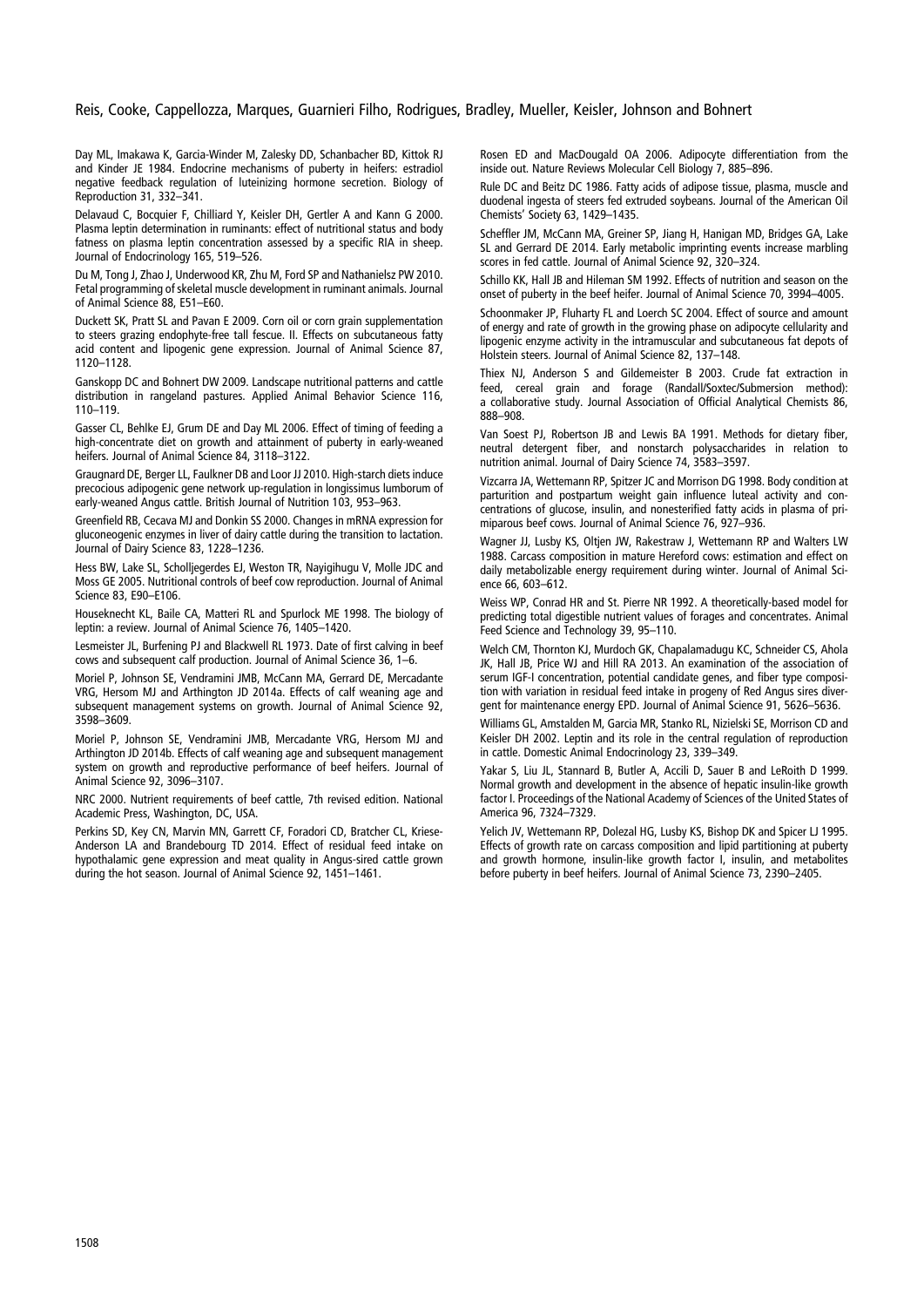Day ML, Imakawa K, Garcia-Winder M, Zalesky DD, Schanbacher BD, Kittok RJ and Kinder JE 1984. Endocrine mechanisms of puberty in heifers: estradiol negative feedback regulation of luteinizing hormone secretion. Biology of Reproduction 31, 332–341.

Delavaud C, Bocquier F, Chilliard Y, Keisler DH, Gertler A and Kann G 2000. Plasma leptin determination in ruminants: effect of nutritional status and body fatness on plasma leptin concentration assessed by a specific RIA in sheep. Journal of Endocrinology 165, 519–526.

Du M, Tong J, Zhao J, Underwood KR, Zhu M, Ford SP and Nathanielsz PW 2010. Fetal programming of skeletal muscle development in ruminant animals. Journal of Animal Science 88, E51–E60.

Duckett SK, Pratt SL and Pavan E 2009. Corn oil or corn grain supplementation to steers grazing endophyte-free tall fescue. II. Effects on subcutaneous fatty acid content and lipogenic gene expression. Journal of Animal Science 87, 1120–1128.

Ganskopp DC and Bohnert DW 2009. Landscape nutritional patterns and cattle distribution in rangeland pastures. Applied Animal Behavior Science 116, 110–119.

Gasser CL, Behlke EJ, Grum DE and Day ML 2006. Effect of timing of feeding a high-concentrate diet on growth and attainment of puberty in early-weaned heifers. Journal of Animal Science 84, 3118–3122.

Graugnard DE, Berger LL, Faulkner DB and Loor JJ 2010. High-starch diets induce precocious adipogenic gene network up-regulation in longissimus lumborum of early-weaned Angus cattle. British Journal of Nutrition 103, 953–963.

Greenfield RB, Cecava MJ and Donkin SS 2000. Changes in mRNA expression for gluconeogenic enzymes in liver of dairy cattle during the transition to lactation. Journal of Dairy Science 83, 1228–1236.

Hess BW, Lake SL, Scholljegerdes EJ, Weston TR, Nayigihugu V, Molle JDC and Moss GE 2005. Nutritional controls of beef cow reproduction. Journal of Animal Science 83, E90–E106.

Houseknecht KL, Baile CA, Matteri RL and Spurlock ME 1998. The biology of leptin: a review. Journal of Animal Science 76, 1405–1420.

Lesmeister JL, Burfening PJ and Blackwell RL 1973. Date of first calving in beef cows and subsequent calf production. Journal of Animal Science 36, 1–6.

Moriel P, Johnson SE, Vendramini JMB, McCann MA, Gerrard DE, Mercadante VRG, Hersom MJ and Arthington JD 2014a. Effects of calf weaning age and subsequent management systems on growth. Journal of Animal Science 92, 3598–3609.

Moriel P, Johnson SE, Vendramini JMB, Mercadante VRG, Hersom MJ and Arthington JD 2014b. Effects of calf weaning age and subsequent management system on growth and reproductive performance of beef heifers. Journal of Animal Science 92, 3096–3107.

NRC 2000. Nutrient requirements of beef cattle, 7th revised edition. National Academic Press, Washington, DC, USA.

Perkins SD, Key CN, Marvin MN, Garrett CF, Foradori CD, Bratcher CL, Kriese-Anderson LA and Brandebourg TD 2014. Effect of residual feed intake on hypothalamic gene expression and meat quality in Angus-sired cattle grown during the hot season. Journal of Animal Science 92, 1451–1461.

Rosen ED and MacDougald OA 2006. Adipocyte differentiation from the inside out. Nature Reviews Molecular Cell Biology 7, 885–896.

Rule DC and Beitz DC 1986. Fatty acids of adipose tissue, plasma, muscle and duodenal ingesta of steers fed extruded soybeans. Journal of the American Oil Chemists' Society 63, 1429–1435.

Scheffler JM, McCann MA, Greiner SP, Jiang H, Hanigan MD, Bridges GA, Lake SL and Gerrard DE 2014. Early metabolic imprinting events increase marbling scores in fed cattle. Journal of Animal Science 92, 320–324.

Schillo KK, Hall JB and Hileman SM 1992. Effects of nutrition and season on the onset of puberty in the beef heifer. Journal of Animal Science 70, 3994–4005.

Schoonmaker JP, Fluharty FL and Loerch SC 2004. Effect of source and amount of energy and rate of growth in the growing phase on adipocyte cellularity and lipogenic enzyme activity in the intramuscular and subcutaneous fat depots of Holstein steers. Journal of Animal Science 82, 137–148.

Thiex NJ, Anderson S and Gildemeister B 2003. Crude fat extraction in feed, cereal grain and forage (Randall/Soxtec/Submersion method): a collaborative study. Journal Association of Official Analytical Chemists 86, 888–908.

Van Soest PJ, Robertson JB and Lewis BA 1991. Methods for dietary fiber, neutral detergent fiber, and nonstarch polysaccharides in relation to nutrition animal. Journal of Dairy Science 74, 3583–3597.

Vizcarra JA, Wettemann RP, Spitzer JC and Morrison DG 1998. Body condition at parturition and postpartum weight gain influence luteal activity and concentrations of glucose, insulin, and nonesterified fatty acids in plasma of primiparous beef cows. Journal of Animal Science 76, 927–936.

Wagner JJ, Lusby KS, Oltjen JW, Rakestraw J, Wettemann RP and Walters LW 1988. Carcass composition in mature Hereford cows: estimation and effect on daily metabolizable energy requirement during winter. Journal of Animal Science 66, 603–612.

Weiss WP, Conrad HR and St. Pierre NR 1992. A theoretically-based model for predicting total digestible nutrient values of forages and concentrates. Animal Feed Science and Technology 39, 95–110.

Welch CM, Thornton KJ, Murdoch GK, Chapalamadugu KC, Schneider CS, Ahola JK, Hall JB, Price WJ and Hill RA 2013. An examination of the association of serum IGF-I concentration, potential candidate genes, and fiber type composition with variation in residual feed intake in progeny of Red Angus sires divergent for maintenance energy EPD. Journal of Animal Science 91, 5626–5636.

Williams GL, Amstalden M, Garcia MR, Stanko RL, Nizielski SE, Morrison CD and Keisler DH 2002. Leptin and its role in the central regulation of reproduction in cattle. Domestic Animal Endocrinology 23, 339–349.

Yakar S, Liu JL, Stannard B, Butler A, Accili D, Sauer B and LeRoith D 1999. Normal growth and development in the absence of hepatic insulin-like growth factor I. Proceedings of the National Academy of Sciences of the United States of America 96, 7324–7329.

Yelich JV, Wettemann RP, Dolezal HG, Lusby KS, Bishop DK and Spicer LJ 1995. Effects of growth rate on carcass composition and lipid partitioning at puberty and growth hormone, insulin-like growth factor I, insulin, and metabolites before puberty in beef heifers. Journal of Animal Science 73, 2390–2405.